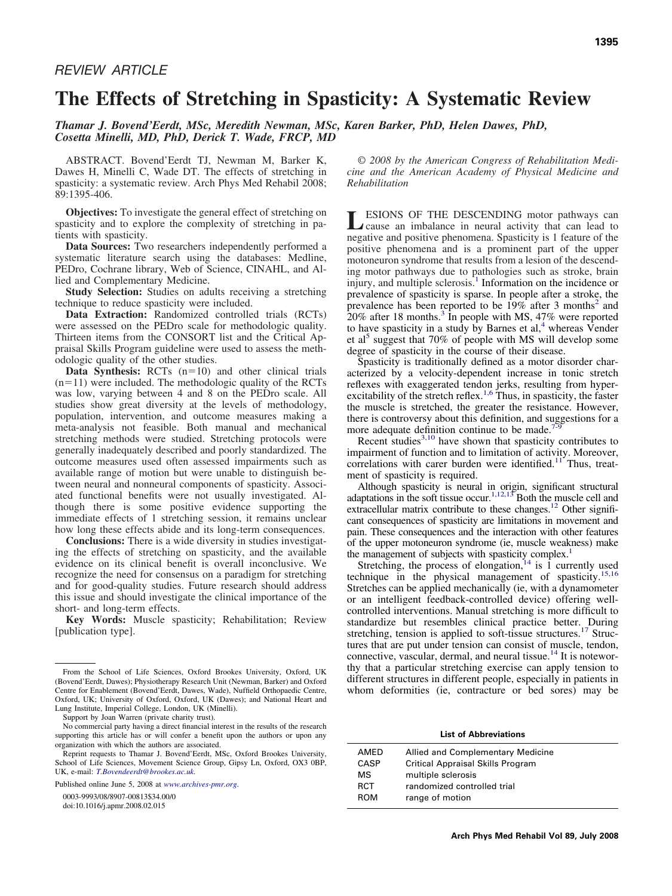## REVIEW ARTICLE

# The Effects of Stretching in Spasticity: A Systematic Review

*Thamar J. Bovend'Eerdt, MSc, Meredith Newman, MSc, Karen Barker, PhD, Helen Dawes, PhD, Cosetta Minelli, MD, PhD, Derick T. Wade, FRCP, MD*

ABSTRACT. Bovend'Eerdt TJ, Newman M, Barker K, Dawes H, Minelli C, Wade DT. The effects of stretching in spasticity: a systematic review. Arch Phys Med Rehabil 2008; 89:1395-406.

**Objectives:** To investigate the general effect of stretching on spasticity and to explore the complexity of stretching in patients with spasticity.

**Data Sources:** Two researchers independently performed a systematic literature search using the databases: Medline, PEDro, Cochrane library, Web of Science, CINAHL, and Allied and Complementary Medicine.

**Study Selection:** Studies on adults receiving a stretching technique to reduce spasticity were included.

**Data Extraction:** Randomized controlled trials (RCTs) were assessed on the PEDro scale for methodologic quality. Thirteen items from the CONSORT list and the Critical Appraisal Skills Program guideline were used to assess the methodologic quality of the other studies.

**Data Synthesis:** RCTs (n=10) and other clinical trials (n=11) were included. The methodologic quality of the RCTs was low, varying between 4 and 8 on the PEDro scale. All studies show great diversity at the levels of methodology, population, intervention, and outcome measures making a meta-analysis not feasible. Both manual and mechanical stretching methods were studied. Stretching protocols were generally inadequately described and poorly standardized. The outcome measures used often assessed impairments such as available range of motion but were unable to distinguish between neural and nonneural components of spasticity. Associated functional benefits were not usually investigated. Although there is some positive evidence supporting the immediate effects of 1 stretching session, it remains unclear how long these effects abide and its long-term consequences.

**Conclusions:** There is a wide diversity in studies investigating the effects of stretching on spasticity, and the available evidence on its clinical benefit is overall inconclusive. We recognize the need for consensus on a paradigm for stretching and for good-quality studies. Future research should address this issue and should investigate the clinical importance of the short- and long-term effects.

**Key Words:** Muscle spasticity; Rehabilitation; Review [publication type].

*© 2008 by the American Congress of Rehabilitation Medicine and the American Academy of Physical Medicine and Rehabilitation*

LESIONS OF THE DESCENDING motor pathways can cause an imbalance in neural activity that can lead to negative and positive phenomena. Spasticity is 1 feature of the positive phenomena and is a prominent part of the upper motoneuron syndrome that results from a lesion of the descending motor pathways due to pathologies such as stroke, brain injury, and multiple sclerosis.[1] Information on the incidence or prevalence of spasticity is sparse. In people after a stroke, the prevalence has been reported to be 19% after 3 months[2] and 20% after 18 months.[3] In people with MS, 47% were reported to have spasticity in a study by Barnes et al,[4] whereas Vender et al[5] suggest that 70% of people with MS will develop some degree of spasticity in the course of their disease.

Spasticity is traditionally defined as a motor disorder characterized by a velocity-dependent increase in tonic stretch reflexes with exaggerated tendon jerks, resulting from hyperexcitability of the stretch reflex.[1,6] Thus, in spasticity, the faster the muscle is stretched, the greater the resistance. However, there is controversy about this definition, and suggestions for a more adequate definition continue to be made.[7-9]

Recent studies[3,10] have shown that spasticity contributes to impairment of function and to limitation of activity. Moreover, correlations with carer burden were identified.[11] Thus, treatment of spasticity is required.

Although spasticity is neural in origin, significant structural adaptations in the soft tissue occur.[1,12,13] Both the muscle cell and extracellular matrix contribute to these changes.[12] Other significant consequences of spasticity are limitations in movement and pain. These consequences and the interaction with other features of the upper motoneuron syndrome (ie, muscle weakness) make the management of subjects with spasticity complex.[1]

Stretching, the process of elongation,[14] is 1 currently used technique in the physical management of spasticity.[15,16] Stretches can be applied mechanically (ie, with a dynamometer or an intelligent feedback-controlled device) offering well-controlled interventions. Manual stretching is more difficult to standardize but resembles clinical practice better. During stretching, tension is applied to soft-tissue structures.[17] Structures that are put under tension can consist of muscle, tendon, connective, vascular, dermal, and neural tissue.[14] It is noteworthy that a particular stretching exercise can apply tension to different structures in different people, especially in patients in whom deformities (ie, contracture or bed sores) may be

---

From the School of Life Sciences, Oxford Brookes University, Oxford, UK (Bovend'Eerdt, Dawes); Physiotherapy Research Unit (Newman, Barker) and Oxford Centre for Enablement (Bovend'Eerdt, Dawes, Wade), Nuffield Orthopaedic Centre, Oxford, UK; University of Oxford, Oxford, UK (Dawes); and National Heart and Lung Institute, Imperial College, London, UK (Minelli).

Support by Joan Warren (private charity trust).

No commercial party having a direct financial interest in the results of the research supporting this article has or will confer a benefit upon the authors or upon any organization with which the authors are associated.

Reprint requests to Thamar J. Bovend'Eerdt, MSc, Oxford Brookes University, School of Life Sciences, Movement Science Group, Gipsy Ln, Oxford, OX3 0BP, UK, e-mail: *T.Bovendeerdt@brookes.ac.uk*.

Published online June 5, 2008 at *www.archives-pmr.org*.

0003-9993/08/8907-00813$34.00/0
doi:10.1016/j.apmr.2008.02.015

**List of Abbreviations**

| | |
|---|---|
| AMED | Allied and Complementary Medicine |
| CASP | Critical Appraisal Skills Program |
| MS | multiple sclerosis |
| RCT | randomized controlled trial |
| ROM | range of motion |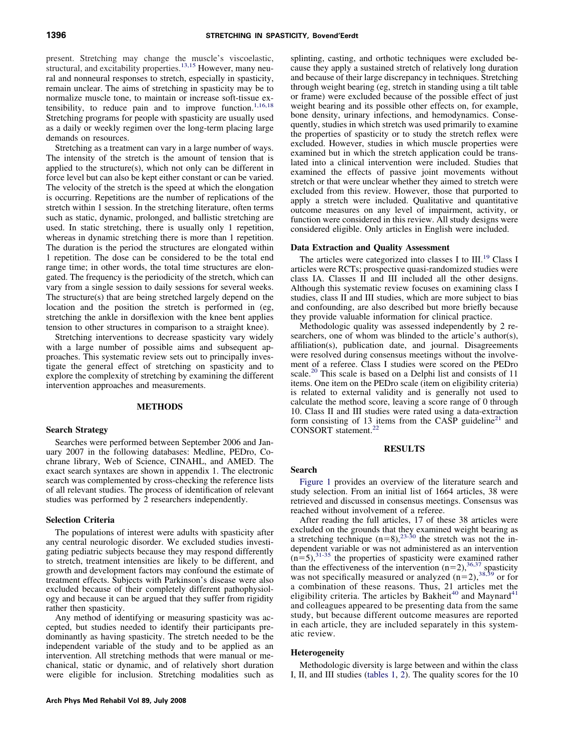present. Stretching may change the muscle's viscoelastic, structural, and excitability properties.[13,15] However, many neural and nonneural responses to stretch, especially in spasticity, remain unclear. The aims of stretching in spasticity may be to normalize muscle tone, to maintain or increase soft-tissue extensibility, to reduce pain and to improve function.[1,16,18] Stretching programs for people with spasticity are usually used as a daily or weekly regimen over the long-term placing large demands on resources.

Stretching as a treatment can vary in a large number of ways. The intensity of the stretch is the amount of tension that is applied to the structure(s), which not only can be different in force level but can also be kept either constant or can be varied. The velocity of the stretch is the speed at which the elongation is occurring. Repetitions are the number of replications of the stretch within 1 session. In the stretching literature, often terms such as static, dynamic, prolonged, and ballistic stretching are used. In static stretching, there is usually only 1 repetition, whereas in dynamic stretching there is more than 1 repetition. The duration is the period the structures are elongated within 1 repetition. The dose can be considered to be the total end range time; in other words, the total time structures are elongated. The frequency is the periodicity of the stretch, which can vary from a single session to daily sessions for several weeks. The structure(s) that are being stretched largely depend on the location and the position the stretch is performed in (eg, stretching the ankle in dorsiflexion with the knee bent applies tension to other structures in comparison to a straight knee).

Stretching interventions to decrease spasticity vary widely with a large number of possible aims and subsequent approaches. This systematic review sets out to principally investigate the general effect of stretching on spasticity and to explore the complexity of stretching by examining the different intervention approaches and measurements.

## METHODS

### Search Strategy

Searches were performed between September 2006 and January 2007 in the following databases: Medline, PEDro, Cochrane library, Web of Science, CINAHL, and AMED. The exact search syntaxes are shown in appendix 1. The electronic search was complemented by cross-checking the reference lists of all relevant studies. The process of identification of relevant studies was performed by 2 researchers independently.

### Selection Criteria

The populations of interest were adults with spasticity after any central neurologic disorder. We excluded studies investigating pediatric subjects because they may respond differently to stretch, treatment intensities are likely to be different, and growth and development factors may confound the estimate of treatment effects. Subjects with Parkinson's disease were also excluded because of their completely different pathophysiology and because it can be argued that they suffer from rigidity rather then spasticity.

Any method of identifying or measuring spasticity was accepted, but studies needed to identify their participants predominantly as having spasticity. The stretch needed to be the independent variable of the study and to be applied as an intervention. All stretching methods that were manual or mechanical, static or dynamic, and of relatively short duration were eligible for inclusion. Stretching modalities such as splinting, casting, and orthotic techniques were excluded because they apply a sustained stretch of relatively long duration and because of their large discrepancy in techniques. Stretching through weight bearing (eg, stretch in standing using a tilt table or frame) were excluded because of the possible effect of just weight bearing and its possible other effects on, for example, bone density, urinary infections, and hemodynamics. Consequently, studies in which stretch was used primarily to examine the properties of spasticity or to study the stretch reflex were excluded. However, studies in which muscle properties were examined but in which the stretch application could be translated into a clinical intervention were included. Studies that examined the effects of passive joint movements without stretch or that were unclear whether they aimed to stretch were excluded from this review. However, those that purported to apply a stretch were included. Qualitative and quantitative outcome measures on any level of impairment, activity, or function were considered in this review. All study designs were considered eligible. Only articles in English were included.

### Data Extraction and Quality Assessment

The articles were categorized into classes I to III.[19] Class I articles were RCTs; prospective quasi-randomized studies were class IA. Classes II and III included all the other designs. Although this systematic review focuses on examining class I studies, class II and III studies, which are more subject to bias and confounding, are also described but more briefly because they provide valuable information for clinical practice.

Methodologic quality was assessed independently by 2 researchers, one of whom was blinded to the article's author(s), affiliation(s), publication date, and journal. Disagreements were resolved during consensus meetings without the involvement of a referee. Class I studies were scored on the PEDro scale.[20] This scale is based on a Delphi list and consists of 11 items. One item on the PEDro scale (item on eligibility criteria) is related to external validity and is generally not used to calculate the method score, leaving a score range of 0 through 10. Class II and III studies were rated using a data-extraction form consisting of 13 items from the CASP guideline[21] and CONSORT statement.[22]

## RESULTS

### Search

Figure 1 provides an overview of the literature search and study selection. From an initial list of 1664 articles, 38 were retrieved and discussed in consensus meetings. Consensus was reached without involvement of a referee.

After reading the full articles, 17 of these 38 articles were excluded on the grounds that they examined weight bearing as a stretching technique (n=8),[23-30] the stretch was not the independent variable or was not administered as an intervention (n=5),[31-35] the properties of spasticity were examined rather than the effectiveness of the intervention (n=2),[36,37] spasticity was not specifically measured or analyzed (n=2),[38,39] or for a combination of these reasons. Thus, 21 articles met the eligibility criteria. The articles by Bakheit[40] and Maynard[41] and colleagues appeared to be presenting data from the same study, but because different outcome measures are reported in each article, they are included separately in this systematic review.

### Heterogeneity

Methodologic diversity is large between and within the class I, II, and III studies (tables 1, 2). The quality scores for the 10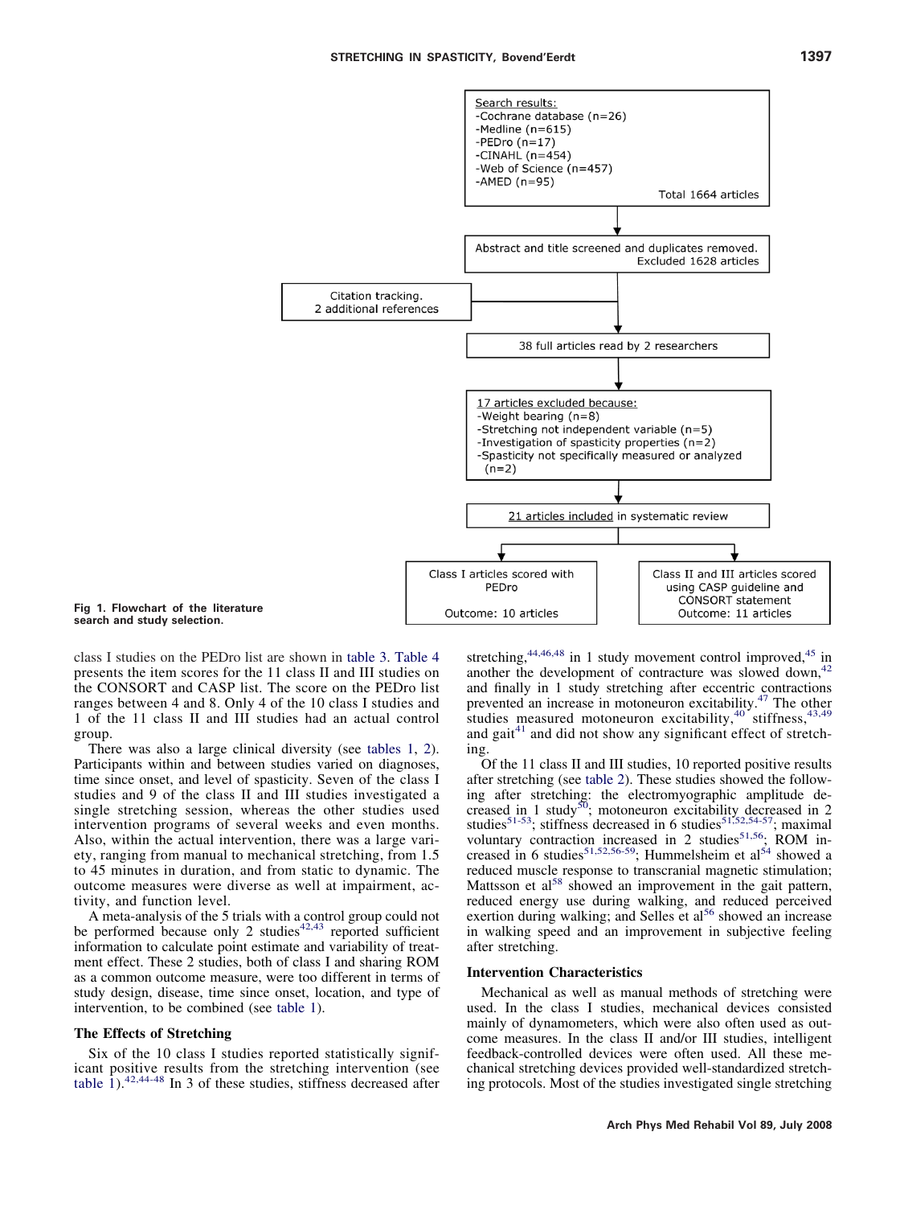Search results:
- Cochrane database (n=26)
- Medline (n=615)
- PEDro (n=17)
- CINAHL (n=454)
- Web of Science (n=457)
- AMED (n=95)

Total 1664 articles

Abstract and title screened and duplicates removed. Excluded 1628 articles

Citation tracking. 2 additional references

38 full articles read by 2 researchers

17 articles excluded because:
- Weight bearing (n=8)
- Stretching not independent variable (n=5)
- Investigation of spasticity properties (n=2)
- Spasticity not specifically measured or analyzed (n=2)

21 articles included in systematic review

Class I articles scored with PEDro — Outcome: 10 articles

Class II and III articles scored using CASP guideline and CONSORT statement — Outcome: 11 articles

**Fig 1. Flowchart of the literature search and study selection.**

class I studies on the PEDro list are shown in table 3. Table 4 presents the item scores for the 11 class II and III studies on the CONSORT and CASP list. The score on the PEDro list ranges between 4 and 8. Only 4 of the 10 class I studies and 1 of the 11 class II and III studies had an actual control group.

There was also a large clinical diversity (see tables 1, 2). Participants within and between studies varied on diagnoses, time since onset, and level of spasticity. Seven of the class I studies and 9 of the class II and III studies investigated a single stretching session, whereas the other studies used intervention programs of several weeks and even months. Also, within the actual intervention, there was a large variety, ranging from manual to mechanical stretching, from 1.5 to 45 minutes in duration, and from static to dynamic. The outcome measures were diverse as well at impairment, activity, and function level.

A meta-analysis of the 5 trials with a control group could not be performed because only 2 studies[42,43] reported sufficient information to calculate point estimate and variability of treatment effect. These 2 studies, both of class I and sharing ROM as a common outcome measure, were too different in terms of study design, disease, time since onset, location, and type of intervention, to be combined (see table 1).

### The Effects of Stretching

Six of the 10 class I studies reported statistically significant positive results from the stretching intervention (see table 1).[42,44-48] In 3 of these studies, stiffness decreased after stretching,[44,46,48] in 1 study movement control improved,[45] in another the development of contracture was slowed down,[42] and finally in 1 study stretching after eccentric contractions prevented an increase in motoneuron excitability.[47] The other studies measured motoneuron excitability,[40] stiffness,[43,49] and gait[41] and did not show any significant effect of stretching.

Of the 11 class II and III studies, 10 reported positive results after stretching (see table 2). These studies showed the following after stretching: the electromyographic amplitude decreased in 1 study[50]; motoneuron excitability decreased in 2 studies[51-53]; stiffness decreased in 6 studies[51,52,54-57]; maximal voluntary contraction increased in 2 studies[51,56]; ROM increased in 6 studies[51,52,56-59]; Hummelsheim et al[54] showed a reduced muscle response to transcranial magnetic stimulation; Mattsson et al[58] showed an improvement in the gait pattern, reduced energy use during walking, and reduced perceived exertion during walking; and Selles et al[56] showed an increase in walking speed and an improvement in subjective feeling after stretching.

### Intervention Characteristics

Mechanical as well as manual methods of stretching were used. In the class I studies, mechanical devices consisted mainly of dynamometers, which were also often used as outcome measures. In the class II and/or III studies, intelligent feedback-controlled devices were often used. All these mechanical stretching devices provided well-standardized stretching protocols. Most of the studies investigated single stretching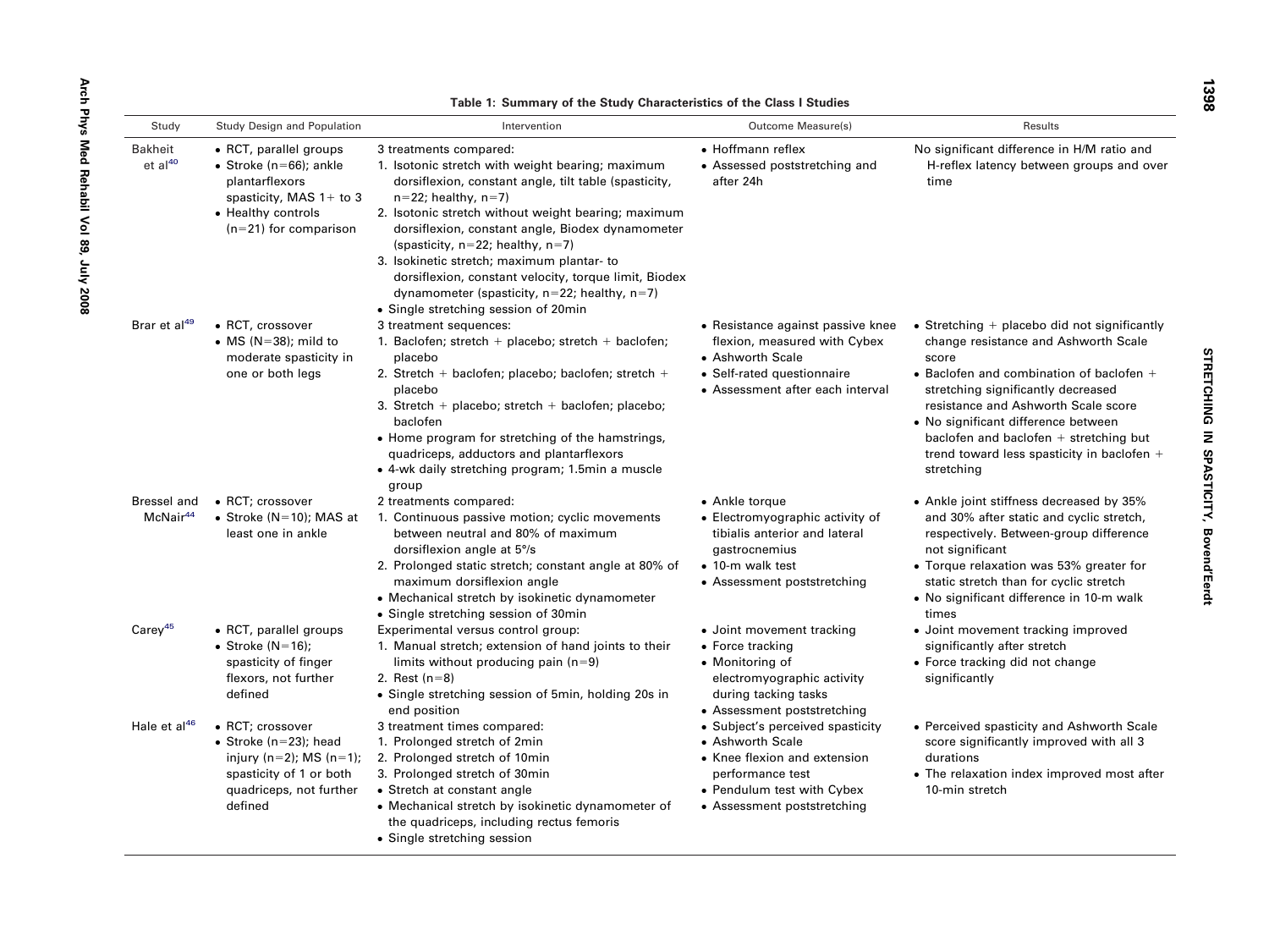**Table 1: Summary of the Study Characteristics of the Class I Studies**

| Study | Study Design and Population | Intervention | Outcome Measure(s) | Results |
|---|---|---|---|---|
| Bakheit et al[40] | • RCT, parallel groups<br>• Stroke (n=66); ankle plantarflexors spasticity, MAS 1+ to 3<br>• Healthy controls (n=21) for comparison | 3 treatments compared:<br>1. Isotonic stretch with weight bearing; maximum dorsiflexion, constant angle, tilt table (spasticity, n=22; healthy, n=7)<br>2. Isotonic stretch without weight bearing; maximum dorsiflexion, constant angle, Biodex dynamometer (spasticity, n=22; healthy, n=7)<br>3. Isokinetic stretch; maximum plantar- to dorsiflexion, constant velocity, torque limit, Biodex dynamometer (spasticity, n=22; healthy, n=7)<br>• Single stretching session of 20min | • Hoffmann reflex<br>• Assessed poststretching and after 24h | No significant difference in H/M ratio and H-reflex latency between groups and over time |
| Brar et al[49] | • RCT, crossover<br>• MS (N=38); mild to moderate spasticity in one or both legs | 3 treatment sequences:<br>1. Baclofen; stretch + placebo; stretch + baclofen; placebo<br>2. Stretch + baclofen; placebo; baclofen; stretch + placebo<br>3. Stretch + placebo; stretch + baclofen; placebo; baclofen<br>• Home program for stretching of the hamstrings, quadriceps, adductors and plantarflexors<br>• 4-wk daily stretching program; 1.5min a muscle group | • Resistance against passive knee flexion, measured with Cybex<br>• Ashworth Scale<br>• Self-rated questionnaire<br>• Assessment after each interval | • Stretching + placebo did not significantly change resistance and Ashworth Scale score<br>• Baclofen and combination of baclofen + stretching significantly decreased resistance and Ashworth Scale score<br>• No significant difference between baclofen and baclofen + stretching but trend toward less spasticity in baclofen + stretching |
| Bressel and McNair[44] | • RCT; crossover<br>• Stroke (N=10); MAS at least one in ankle | 2 treatments compared:<br>1. Continuous passive motion; cyclic movements between neutral and 80% of maximum dorsiflexion angle at 5°/s<br>2. Prolonged static stretch; constant angle at 80% of maximum dorsiflexion angle<br>• Mechanical stretch by isokinetic dynamometer<br>• Single stretching session of 30min | • Ankle torque<br>• Electromyographic activity of tibialis anterior and lateral gastrocnemius<br>• 10-m walk test<br>• Assessment poststretching | • Ankle joint stiffness decreased by 35% and 30% after static and cyclic stretch, respectively. Between-group difference not significant<br>• Torque relaxation was 53% greater for static stretch than for cyclic stretch<br>• No significant difference in 10-m walk times |
| Carey[45] | • RCT, parallel groups<br>• Stroke (N=16); spasticity of finger flexors, not further defined | Experimental versus control group:<br>1. Manual stretch; extension of hand joints to their limits without producing pain (n=9)<br>2. Rest (n=8)<br>• Single stretching session of 5min, holding 20s in end position | • Joint movement tracking<br>• Force tracking<br>• Monitoring of electromyographic activity during tacking tasks<br>• Assessment poststretching | • Joint movement tracking improved significantly after stretch<br>• Force tracking did not change significantly |
| Hale et al[46] | • RCT; crossover<br>• Stroke (n=23); head injury (n=2); MS (n=1); spasticity of 1 or both quadriceps, not further defined | 3 treatment times compared:<br>1. Prolonged stretch of 2min<br>2. Prolonged stretch of 10min<br>3. Prolonged stretch of 30min<br>• Stretch at constant angle<br>• Mechanical stretch by isokinetic dynamometer of the quadriceps, including rectus femoris<br>• Single stretching session | • Subject's perceived spasticity<br>• Ashworth Scale<br>• Knee flexion and extension performance test<br>• Pendulum test with Cybex<br>• Assessment poststretching | • Perceived spasticity and Ashworth Scale score significantly improved with all 3 durations<br>• The relaxation index improved most after 10-min stretch |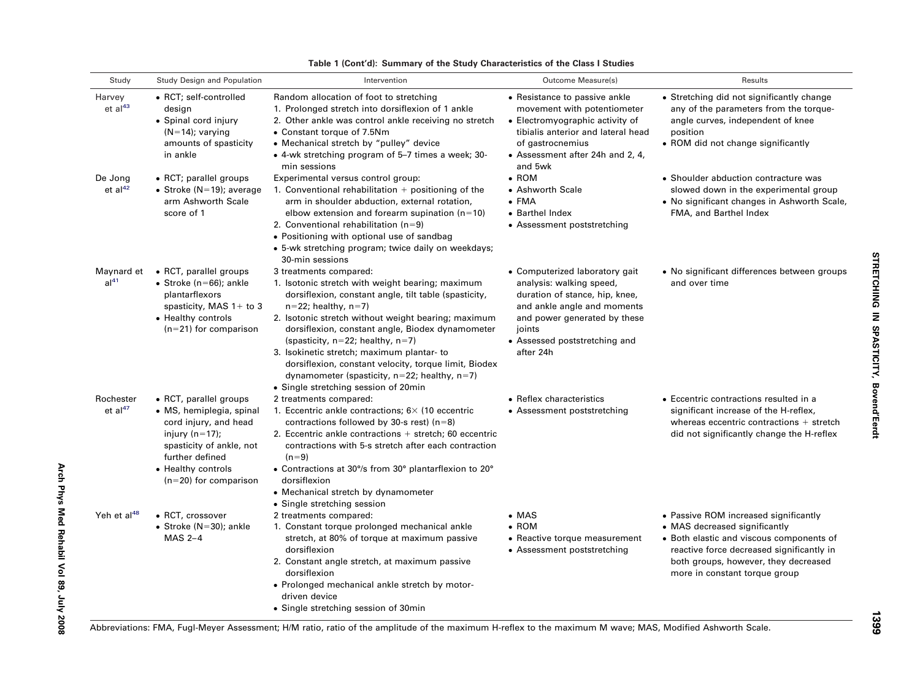**Table 1 (Cont'd): Summary of the Study Characteristics of the Class I Studies**

| Study | Study Design and Population | Intervention | Outcome Measure(s) | Results |
|---|---|---|---|---|
| Harvey et al[43] | • RCT; self-controlled design<br>• Spinal cord injury (N=14); varying amounts of spasticity in ankle | Random allocation of foot to stretching<br>1. Prolonged stretch into dorsiflexion of 1 ankle<br>2. Other ankle was control ankle receiving no stretch<br>• Constant torque of 7.5Nm<br>• Mechanical stretch by "pulley" device<br>• 4-wk stretching program of 5–7 times a week; 30-min sessions | • Resistance to passive ankle movement with potentiometer<br>• Electromyographic activity of tibialis anterior and lateral head of gastrocnemius<br>• Assessment after 24h and 2, 4, and 5wk | • Stretching did not significantly change any of the parameters from the torque-angle curves, independent of knee position<br>• ROM did not change significantly |
| De Jong et al[42] | • RCT; parallel groups<br>• Stroke (N=19); average arm Ashworth Scale score of 1 | Experimental versus control group:<br>1. Conventional rehabilitation + positioning of the arm in shoulder abduction, external rotation, elbow extension and forearm supination (n=10)<br>2. Conventional rehabilitation (n=9)<br>• Positioning with optional use of sandbag<br>• 5-wk stretching program; twice daily on weekdays; 30-min sessions | • ROM<br>• Ashworth Scale<br>• FMA<br>• Barthel Index<br>• Assessment poststretching | • Shoulder abduction contracture was slowed down in the experimental group<br>• No significant changes in Ashworth Scale, FMA, and Barthel Index |
| Maynard et al[41] | • RCT, parallel groups<br>• Stroke (n=66); ankle plantarflexors spasticity, MAS 1+ to 3<br>• Healthy controls (n=21) for comparison | 3 treatments compared:<br>1. Isotonic stretch with weight bearing; maximum dorsiflexion, constant angle, tilt table (spasticity, n=22; healthy, n=7)<br>2. Isotonic stretch without weight bearing; maximum dorsiflexion, constant angle, Biodex dynamometer (spasticity, n=22; healthy, n=7)<br>3. Isokinetic stretch; maximum plantar- to dorsiflexion, constant velocity, torque limit, Biodex dynamometer (spasticity, n=22; healthy, n=7)<br>• Single stretching session of 20min | • Computerized laboratory gait analysis: walking speed, duration of stance, hip, knee, and ankle angle and moments and power generated by these joints<br>• Assessed poststretching and after 24h | • No significant differences between groups and over time |
| Rochester et al[47] | • RCT, parallel groups<br>• MS, hemiplegia, spinal cord injury, and head injury (n=17); spasticity of ankle, not further defined<br>• Healthy controls (n=20) for comparison | 2 treatments compared:<br>1. Eccentric ankle contractions; 6× (10 eccentric contractions followed by 30-s rest) (n=8)<br>2. Eccentric ankle contractions + stretch; 60 eccentric contractions with 5-s stretch after each contraction (n=9)<br>• Contractions at 30°/s from 30° plantarflexion to 20° dorsiflexion<br>• Mechanical stretch by dynamometer<br>• Single stretching session | • Reflex characteristics<br>• Assessment poststretching | • Eccentric contractions resulted in a significant increase of the H-reflex, whereas eccentric contractions + stretch did not significantly change the H-reflex |
| Yeh et al[48] | • RCT, crossover<br>• Stroke (N=30); ankle MAS 2–4 | 2 treatments compared:<br>1. Constant torque prolonged mechanical ankle stretch, at 80% of torque at maximum passive dorsiflexion<br>2. Constant angle stretch, at maximum passive dorsiflexion<br>• Prolonged mechanical ankle stretch by motor-driven device<br>• Single stretching session of 30min | • MAS<br>• ROM<br>• Reactive torque measurement<br>• Assessment poststretching | • Passive ROM increased significantly<br>• MAS decreased significantly<br>• Both elastic and viscous components of reactive force decreased significantly in both groups, however, they decreased more in constant torque group |

Abbreviations: FMA, Fugl-Meyer Assessment; H/M ratio, ratio of the amplitude of the maximum H-reflex to the maximum M wave; MAS, Modified Ashworth Scale.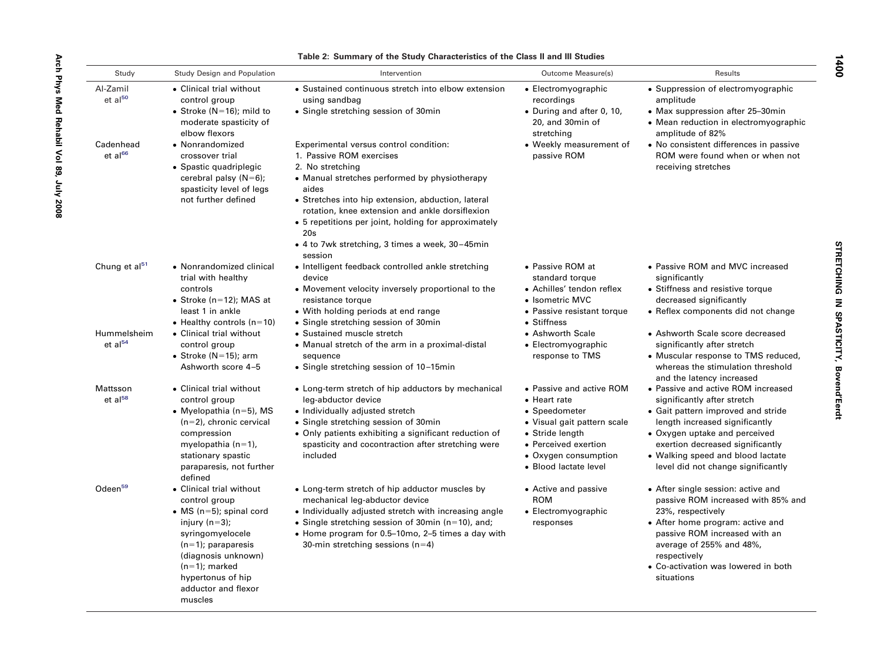**Table 2: Summary of the Study Characteristics of the Class II and III Studies**

| Study | Study Design and Population | Intervention | Outcome Measure(s) | Results |
|---|---|---|---|---|
| Al-Zamil et al[50] | • Clinical trial without control group<br>• Stroke (N=16); mild to moderate spasticity of elbow flexors | • Sustained continuous stretch into elbow extension using sandbag<br>• Single stretching session of 30min | • Electromyographic recordings<br>• During and after 0, 10, 20, and 30min of stretching | • Suppression of electromyographic amplitude<br>• Max suppression after 25–30min<br>• Mean reduction in electromyographic amplitude of 82% |
| Cadenhead et al[66] | • Nonrandomized crossover trial<br>• Spastic quadriplegic cerebral palsy (N=6); spasticity level of legs not further defined | Experimental versus control condition:<br>1. Passive ROM exercises<br>2. No stretching<br>• Manual stretches performed by physiotherapy aides<br>• Stretches into hip extension, abduction, lateral rotation, knee extension and ankle dorsiflexion<br>• 5 repetitions per joint, holding for approximately 20s<br>• 4 to 7wk stretching, 3 times a week, 30–45min session | • Weekly measurement of passive ROM | • No consistent differences in passive ROM were found when or when not receiving stretches |
| Chung et al[51] | • Nonrandomized clinical trial with healthy controls<br>• Stroke (n=12); MAS at least 1 in ankle<br>• Healthy controls (n=10) | • Intelligent feedback controlled ankle stretching device<br>• Movement velocity inversely proportional to the resistance torque<br>• With holding periods at end range<br>• Single stretching session of 30min | • Passive ROM at standard torque<br>• Achilles' tendon reflex<br>• Isometric MVC<br>• Passive resistant torque<br>• Stiffness | • Passive ROM and MVC increased significantly<br>• Stiffness and resistive torque decreased significantly<br>• Reflex components did not change |
| Hummelsheim et al[54] | • Clinical trial without control group<br>• Stroke (N=15); arm Ashworth score 4–5 | • Sustained muscle stretch<br>• Manual stretch of the arm in a proximal-distal sequence<br>• Single stretching session of 10–15min | • Ashworth Scale<br>• Electromyographic response to TMS | • Ashworth Scale score decreased significantly after stretch<br>• Muscular response to TMS reduced, whereas the stimulation threshold and the latency increased |
| Mattsson et al[58] | • Clinical trial without control group<br>• Myelopathia (n=5), MS (n=2), chronic cervical compression myelopathia (n=1), stationary spastic paraparesis, not further defined | • Long-term stretch of hip adductors by mechanical leg-abductor device<br>• Individually adjusted stretch<br>• Single stretching session of 30min<br>• Only patients exhibiting a significant reduction of spasticity and cocontraction after stretching were included | • Passive and active ROM<br>• Heart rate<br>• Speedometer<br>• Visual gait pattern scale<br>• Stride length<br>• Perceived exertion<br>• Oxygen consumption<br>• Blood lactate level | • Passive and active ROM increased significantly after stretch<br>• Gait pattern improved and stride length increased significantly<br>• Oxygen uptake and perceived exertion decreased significantly<br>• Walking speed and blood lactate level did not change significantly |
| Odeen[59] | • Clinical trial without control group<br>• MS (n=5); spinal cord injury (n=3); syringomyelocele (n=1); paraparesis (diagnosis unknown) (n=1); marked hypertonus of hip adductor and flexor muscles | • Long-term stretch of hip adductor muscles by mechanical leg-abductor device<br>• Individually adjusted stretch with increasing angle<br>• Single stretching session of 30min (n=10), and;<br>• Home program for 0.5–10mo, 2–5 times a day with 30-min stretching sessions (n=4) | • Active and passive ROM<br>• Electromyographic responses | • After single session: active and passive ROM increased with 85% and 23%, respectively<br>• After home program: active and passive ROM increased with an average of 255% and 48%, respectively<br>• Co-activation was lowered in both situations |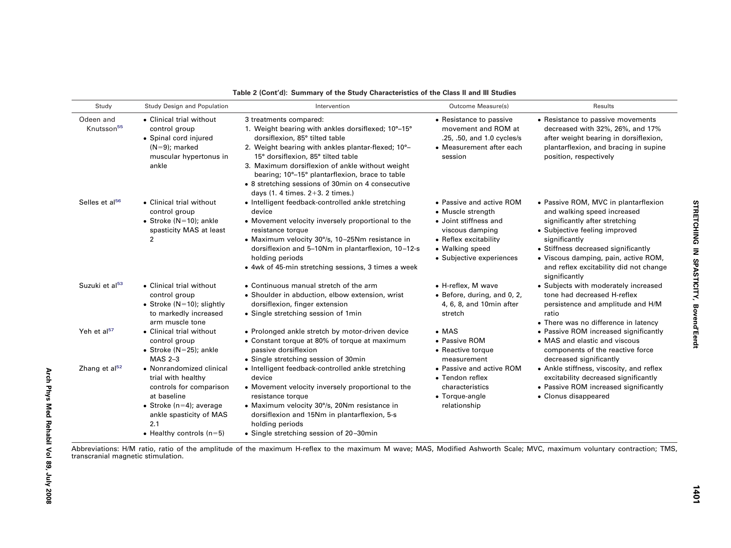**Table 2 (Cont'd): Summary of the Study Characteristics of the Class II and III Studies**

| Study | Study Design and Population | Intervention | Outcome Measure(s) | Results |
|---|---|---|---|---|
| Odeen and Knutsson[55] | • Clinical trial without control group<br>• Spinal cord injured (N=9); marked muscular hypertonus in ankle | 3 treatments compared:<br>1. Weight bearing with ankles dorsiflexed; 10°–15° dorsiflexion, 85° tilted table<br>2. Weight bearing with ankles plantar-flexed; 10°–15° dorsiflexion, 85° tilted table<br>3. Maximum dorsiflexion of ankle without weight bearing; 10°–15° plantarflexion, brace to table<br>• 8 stretching sessions of 30min on 4 consecutive days (1. 4 times. 2+3. 2 times.) | • Resistance to passive movement and ROM at .25, .50, and 1.0 cycles/s<br>• Measurement after each session | • Resistance to passive movements decreased with 32%, 26%, and 17% after weight bearing in dorsiflexion, plantarflexion, and bracing in supine position, respectively |
| Selles et al[56] | • Clinical trial without control group<br>• Stroke (N=10); ankle spasticity MAS at least 2 | • Intelligent feedback-controlled ankle stretching device<br>• Movement velocity inversely proportional to the resistance torque<br>• Maximum velocity 30°/s, 10–25Nm resistance in dorsiflexion and 5–10Nm in plantarflexion, 10–12-s holding periods<br>• 4wk of 45-min stretching sessions, 3 times a week | • Passive and active ROM<br>• Muscle strength<br>• Joint stiffness and viscous damping<br>• Reflex excitability<br>• Walking speed<br>• Subjective experiences | • Passive ROM, MVC in plantarflexion and walking speed increased significantly after stretching<br>• Subjective feeling improved significantly<br>• Stiffness decreased significantly<br>• Viscous damping, pain, active ROM, and reflex excitability did not change significantly |
| Suzuki et al[53] | • Clinical trial without control group<br>• Stroke (N=10); slightly to markedly increased arm muscle tone | • Continuous manual stretch of the arm<br>• Shoulder in abduction, elbow extension, wrist dorsiflexion, finger extension<br>• Single stretching session of 1min | • H-reflex, M wave<br>• Before, during, and 0, 2, 4, 6, 8, and 10min after stretch | • Subjects with moderately increased tone had decreased H-reflex persistence and amplitude and H/M ratio<br>• There was no difference in latency |
| Yeh et al[57] | • Clinical trial without control group<br>• Stroke (N=25); ankle MAS 2–3 | • Prolonged ankle stretch by motor-driven device<br>• Constant torque at 80% of torque at maximum passive dorsiflexion<br>• Single stretching session of 30min | • MAS<br>• Passive ROM<br>• Reactive torque measurement | • Passive ROM increased significantly<br>• MAS and elastic and viscous components of the reactive force decreased significantly |
| Zhang et al[52] | • Nonrandomized clinical trial with healthy controls for comparison at baseline<br>• Stroke (n=4); average ankle spasticity of MAS 2.1<br>• Healthy controls (n=5) | • Intelligent feedback-controlled ankle stretching device<br>• Movement velocity inversely proportional to the resistance torque<br>• Maximum velocity 30°/s, 20Nm resistance in dorsiflexion and 15Nm in plantarflexion, 5-s holding periods<br>• Single stretching session of 20–30min | • Passive and active ROM<br>• Tendon reflex characteristics<br>• Torque-angle relationship | • Ankle stiffness, viscosity, and reflex excitability decreased significantly<br>• Passive ROM increased significantly<br>• Clonus disappeared |

Abbreviations: H/M ratio, ratio of the amplitude of the maximum H-reflex to the maximum M wave; MAS, Modified Ashworth Scale; MVC, maximum voluntary contraction; TMS, transcranial magnetic stimulation.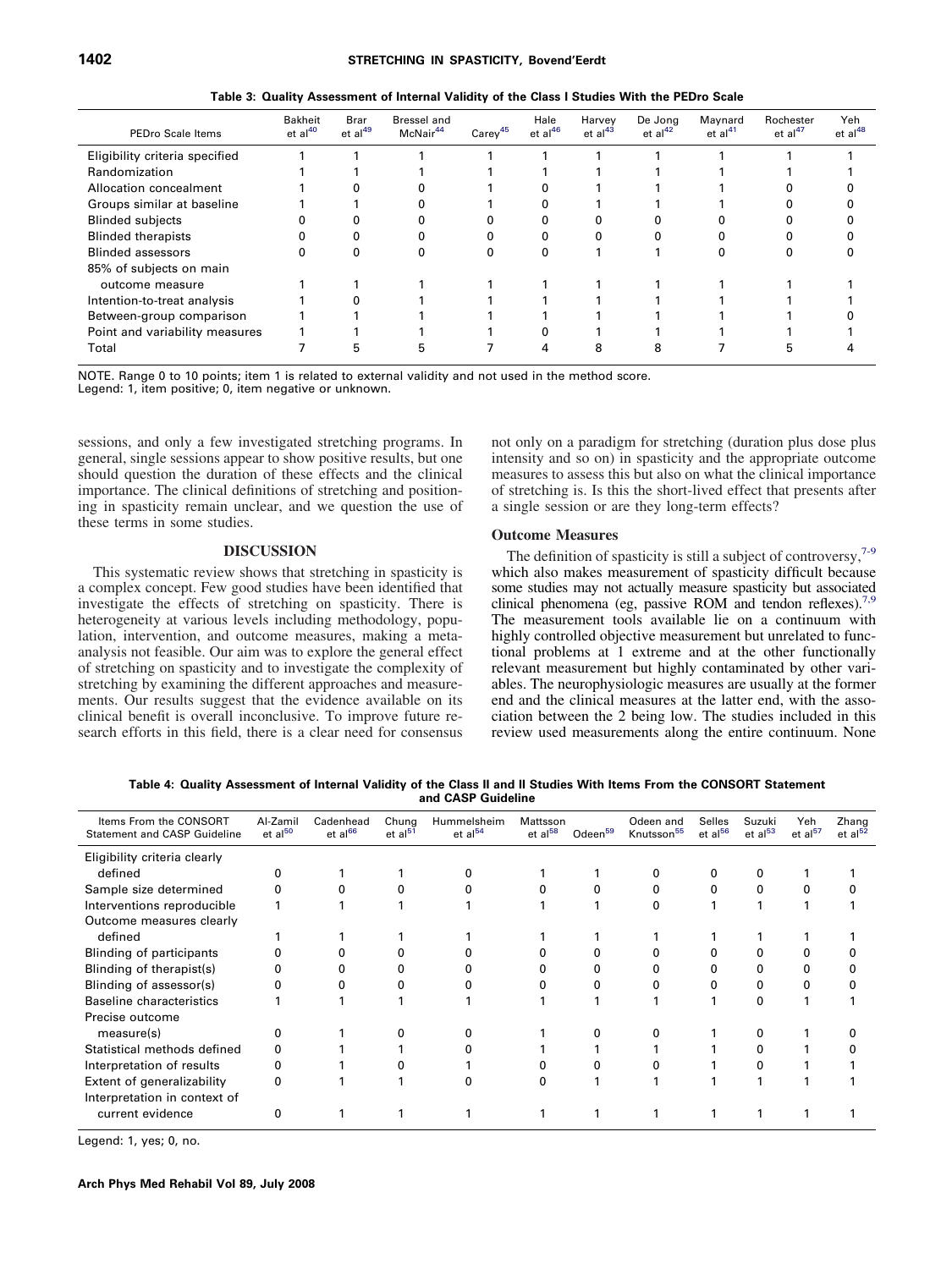**Table 3: Quality Assessment of Internal Validity of the Class I Studies With the PEDro Scale**

| PEDro Scale Items | Bakheit et al[40] | Brar et al[49] | Bressel and McNair[44] | Carey[45] | Hale et al[46] | Harvey et al[43] | De Jong et al[42] | Maynard et al[41] | Rochester et al[47] | Yeh et al[48] |
|---|---|---|---|---|---|---|---|---|---|---|
| Eligibility criteria specified | 1 | 1 | 1 | 1 | 1 | 1 | 1 | 1 | 1 | 1 |
| Randomization | 1 | 1 | 1 | 1 | 1 | 1 | 1 | 1 | 1 | 1 |
| Allocation concealment | 1 | 0 | 0 | 1 | 0 | 1 | 1 | 1 | 0 | 0 |
| Groups similar at baseline | 1 | 1 | 0 | 1 | 0 | 1 | 1 | 1 | 0 | 0 |
| Blinded subjects | 0 | 0 | 0 | 0 | 0 | 0 | 0 | 0 | 0 | 0 |
| Blinded therapists | 0 | 0 | 0 | 0 | 0 | 0 | 0 | 0 | 0 | 0 |
| Blinded assessors | 0 | 0 | 0 | 0 | 0 | 1 | 1 | 0 | 0 | 0 |
| 85% of subjects on main outcome measure | 1 | 1 | 1 | 1 | 1 | 1 | 1 | 1 | 1 | 1 |
| Intention-to-treat analysis | 1 | 0 | 1 | 1 | 1 | 1 | 1 | 1 | 1 | 1 |
| Between-group comparison | 1 | 1 | 1 | 1 | 1 | 1 | 1 | 1 | 1 | 0 |
| Point and variability measures | 1 | 1 | 1 | 1 | 0 | 1 | 1 | 1 | 1 | 1 |
| Total | 7 | 5 | 5 | 7 | 4 | 8 | 8 | 7 | 5 | 4 |

NOTE. Range 0 to 10 points; item 1 is related to external validity and not used in the method score.
Legend: 1, item positive; 0, item negative or unknown.

sessions, and only a few investigated stretching programs. In general, single sessions appear to show positive results, but one should question the duration of these effects and the clinical importance. The clinical definitions of stretching and positioning in spasticity remain unclear, and we question the use of these terms in some studies.

## DISCUSSION

This systematic review shows that stretching in spasticity is a complex concept. Few good studies have been identified that investigate the effects of stretching on spasticity. There is heterogeneity at various levels including methodology, population, intervention, and outcome measures, making a meta-analysis not feasible. Our aim was to explore the general effect of stretching on spasticity and to investigate the complexity of stretching by examining the different approaches and measurements. Our results suggest that the evidence available on its clinical benefit is overall inconclusive. To improve future research efforts in this field, there is a clear need for consensus not only on a paradigm for stretching (duration plus dose plus intensity and so on) in spasticity and the appropriate outcome measures to assess this but also on what the clinical importance of stretching is. Is this the short-lived effect that presents after a single session or are they long-term effects?

### Outcome Measures

The definition of spasticity is still a subject of controversy,[7-9] which also makes measurement of spasticity difficult because some studies may not actually measure spasticity but associated clinical phenomena (eg, passive ROM and tendon reflexes).[7,9] The measurement tools available lie on a continuum with highly controlled objective measurement but unrelated to functional problems at 1 extreme and at the other functionally relevant measurement but highly contaminated by other variables. The neurophysiologic measures are usually at the former end and the clinical measures at the latter end, with the association between the 2 being low. The studies included in this review used measurements along the entire continuum. None

**Table 4: Quality Assessment of Internal Validity of the Class II and II Studies With Items From the CONSORT Statement and CASP Guideline**

| Items From the CONSORT Statement and CASP Guideline | Al-Zamil et al[50] | Cadenhead et al[66] | Chung et al[51] | Hummelsheim et al[54] | Mattsson et al[58] | Odeen[59] | Odeen and Knutsson[55] | Selles et al[56] | Suzuki et al[53] | Yeh et al[57] | Zhang et al[52] |
|---|---|---|---|---|---|---|---|---|---|---|---|
| Eligibility criteria clearly defined | 0 | 1 | 1 | 0 | 1 | 1 | 0 | 0 | 0 | 1 | 1 |
| Sample size determined | 0 | 0 | 0 | 0 | 0 | 0 | 0 | 0 | 0 | 0 | 0 |
| Interventions reproducible | 1 | 1 | 1 | 1 | 1 | 1 | 0 | 1 | 1 | 1 | 1 |
| Outcome measures clearly defined | 1 | 1 | 1 | 1 | 1 | 1 | 1 | 1 | 1 | 1 | 1 |
| Blinding of participants | 0 | 0 | 0 | 0 | 0 | 0 | 0 | 0 | 0 | 0 | 0 |
| Blinding of therapist(s) | 0 | 0 | 0 | 0 | 0 | 0 | 0 | 0 | 0 | 0 | 0 |
| Blinding of assessor(s) | 0 | 0 | 0 | 0 | 0 | 0 | 0 | 0 | 0 | 0 | 0 |
| Baseline characteristics | 1 | 1 | 1 | 1 | 1 | 1 | 1 | 1 | 0 | 1 | 1 |
| Precise outcome measure(s) | 0 | 1 | 0 | 0 | 1 | 0 | 0 | 1 | 0 | 1 | 0 |
| Statistical methods defined | 0 | 1 | 1 | 0 | 1 | 1 | 1 | 1 | 0 | 1 | 0 |
| Interpretation of results | 0 | 1 | 0 | 1 | 0 | 0 | 0 | 1 | 0 | 1 | 1 |
| Extent of generalizability | 0 | 1 | 1 | 0 | 0 | 1 | 1 | 1 | 1 | 1 | 1 |
| Interpretation in context of current evidence | 0 | 1 | 1 | 1 | 1 | 1 | 1 | 1 | 1 | 1 | 1 |

Legend: 1, yes; 0, no.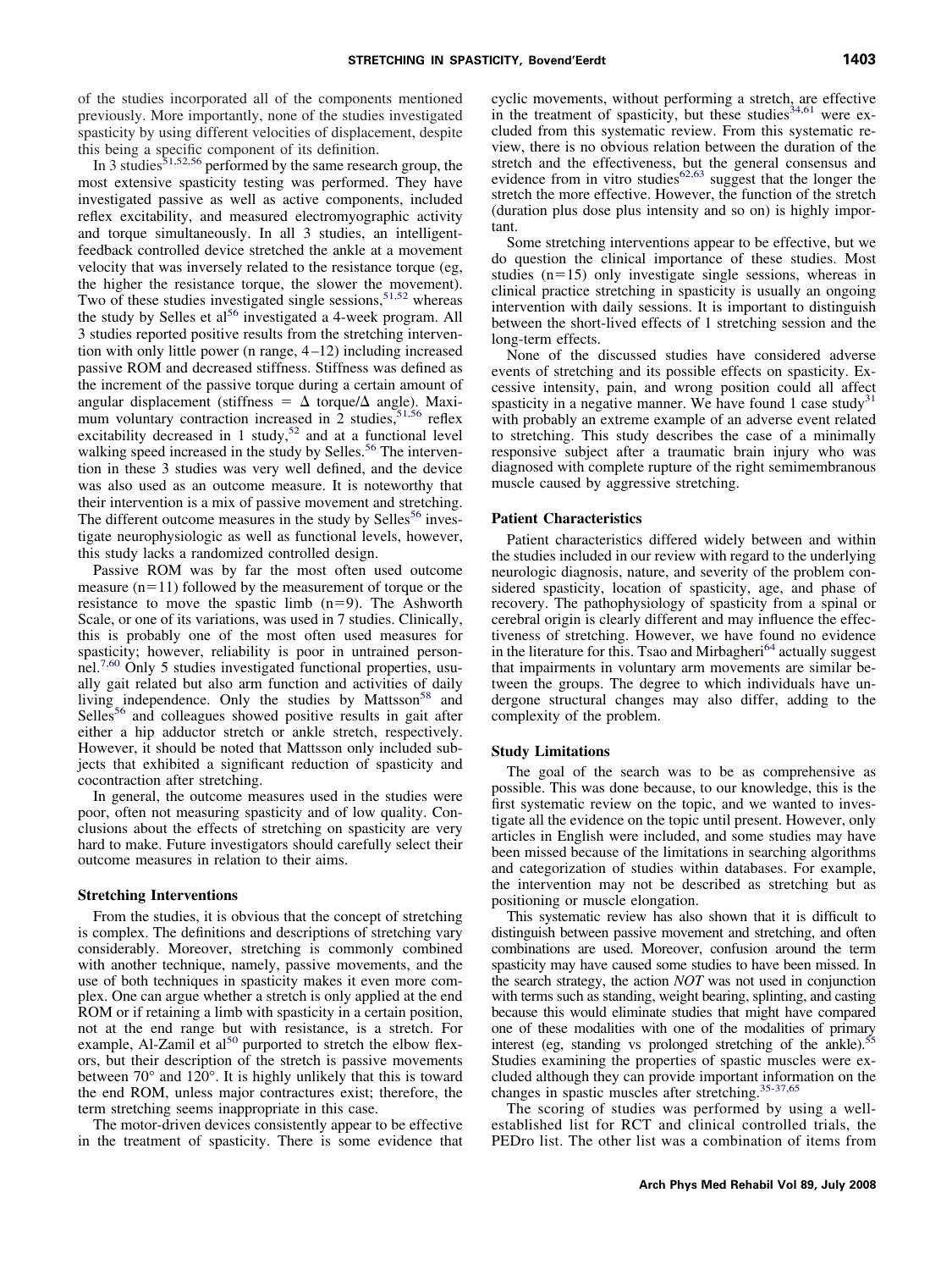of the studies incorporated all of the components mentioned previously. More importantly, none of the studies investigated spasticity by using different velocities of displacement, despite this being a specific component of its definition.

In 3 studies[51,52,56] performed by the same research group, the most extensive spasticity testing was performed. They have investigated passive as well as active components, included reflex excitability, and measured electromyographic activity and torque simultaneously. In all 3 studies, an intelligent-feedback controlled device stretched the ankle at a movement velocity that was inversely related to the resistance torque (eg, the higher the resistance torque, the slower the movement). Two of these studies investigated single sessions,[51,52] whereas the study by Selles et al[56] investigated a 4-week program. All 3 studies reported positive results from the stretching intervention with only little power (n range, 4–12) including increased passive ROM and decreased stiffness. Stiffness was defined as the increment of the passive torque during a certain amount of angular displacement (stiffness = $\Delta$ torque/$\Delta$ angle). Maximum voluntary contraction increased in 2 studies,[51,56] reflex excitability decreased in 1 study,[52] and at a functional level walking speed increased in the study by Selles.[56] The intervention in these 3 studies was very well defined, and the device was also used as an outcome measure. It is noteworthy that their intervention is a mix of passive movement and stretching. The different outcome measures in the study by Selles[56] investigate neurophysiologic as well as functional levels, however, this study lacks a randomized controlled design.

Passive ROM was by far the most often used outcome measure (n=11) followed by the measurement of torque or the resistance to move the spastic limb (n=9). The Ashworth Scale, or one of its variations, was used in 7 studies. Clinically, this is probably one of the most often used measures for spasticity; however, reliability is poor in untrained personnel.[7,60] Only 5 studies investigated functional properties, usually gait related but also arm function and activities of daily living independence. Only the studies by Mattsson[58] and Selles[56] and colleagues showed positive results in gait after either a hip adductor stretch or ankle stretch, respectively. However, it should be noted that Mattsson only included subjects that exhibited a significant reduction of spasticity and cocontraction after stretching.

In general, the outcome measures used in the studies were poor, often not measuring spasticity and of low quality. Conclusions about the effects of stretching on spasticity are very hard to make. Future investigators should carefully select their outcome measures in relation to their aims.

### Stretching Interventions

From the studies, it is obvious that the concept of stretching is complex. The definitions and descriptions of stretching vary considerably. Moreover, stretching is commonly combined with another technique, namely, passive movements, and the use of both techniques in spasticity makes it even more complex. One can argue whether a stretch is only applied at the end ROM or if retaining a limb with spasticity in a certain position, not at the end range but with resistance, is a stretch. For example, Al-Zamil et al[50] purported to stretch the elbow flexors, but their description of the stretch is passive movements between 70° and 120°. It is highly unlikely that this is toward the end ROM, unless major contractures exist; therefore, the term stretching seems inappropriate in this case.

The motor-driven devices consistently appear to be effective in the treatment of spasticity. There is some evidence that cyclic movements, without performing a stretch, are effective in the treatment of spasticity, but these studies[34,61] were excluded from this systematic review. From this systematic review, there is no obvious relation between the duration of the stretch and the effectiveness, but the general consensus and evidence from in vitro studies[62,63] suggest that the longer the stretch the more effective. However, the function of the stretch (duration plus dose plus intensity and so on) is highly important.

Some stretching interventions appear to be effective, but we do question the clinical importance of these studies. Most studies (n=15) only investigate single sessions, whereas in clinical practice stretching in spasticity is usually an ongoing intervention with daily sessions. It is important to distinguish between the short-lived effects of 1 stretching session and the long-term effects.

None of the discussed studies have considered adverse events of stretching and its possible effects on spasticity. Excessive intensity, pain, and wrong position could all affect spasticity in a negative manner. We have found 1 case study[31] with probably an extreme example of an adverse event related to stretching. This study describes the case of a minimally responsive subject after a traumatic brain injury who was diagnosed with complete rupture of the right semimembranous muscle caused by aggressive stretching.

### Patient Characteristics

Patient characteristics differed widely between and within the studies included in our review with regard to the underlying neurologic diagnosis, nature, and severity of the problem considered spasticity, location of spasticity, age, and phase of recovery. The pathophysiology of spasticity from a spinal or cerebral origin is clearly different and may influence the effectiveness of stretching. However, we have found no evidence in the literature for this. Tsao and Mirbagheri[64] actually suggest that impairments in voluntary arm movements are similar between the groups. The degree to which individuals have undergone structural changes may also differ, adding to the complexity of the problem.

### Study Limitations

The goal of the search was to be as comprehensive as possible. This was done because, to our knowledge, this is the first systematic review on the topic, and we wanted to investigate all the evidence on the topic until present. However, only articles in English were included, and some studies may have been missed because of the limitations in searching algorithms and categorization of studies within databases. For example, the intervention may not be described as stretching but as positioning or muscle elongation.

This systematic review has also shown that it is difficult to distinguish between passive movement and stretching, and often combinations are used. Moreover, confusion around the term spasticity may have caused some studies to have been missed. In the search strategy, the action *NOT* was not used in conjunction with terms such as standing, weight bearing, splinting, and casting because this would eliminate studies that might have compared one of these modalities with one of the modalities of primary interest (eg, standing vs prolonged stretching of the ankle).[55] Studies examining the properties of spastic muscles were excluded although they can provide important information on the changes in spastic muscles after stretching.[35-37,65]

The scoring of studies was performed by using a well-established list for RCT and clinical controlled trials, the PEDro list. The other list was a combination of items from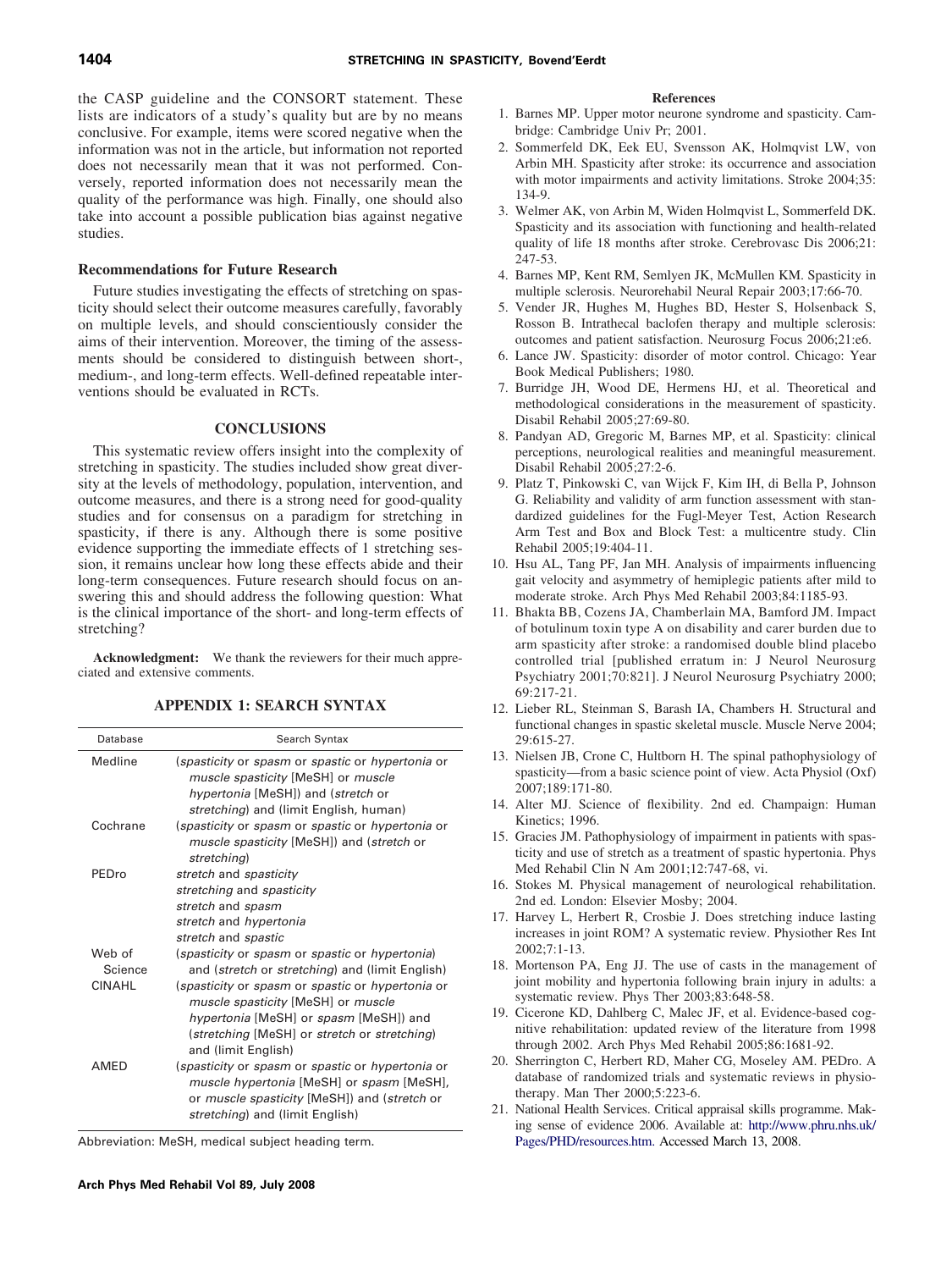the CASP guideline and the CONSORT statement. These lists are indicators of a study's quality but are by no means conclusive. For example, items were scored negative when the information was not in the article, but information not reported does not necessarily mean that it was not performed. Conversely, reported information does not necessarily mean the quality of the performance was high. Finally, one should also take into account a possible publication bias against negative studies.

### Recommendations for Future Research

Future studies investigating the effects of stretching on spasticity should select their outcome measures carefully, favorably on multiple levels, and should conscientiously consider the aims of their intervention. Moreover, the timing of the assessments should be considered to distinguish between short-, medium-, and long-term effects. Well-defined repeatable interventions should be evaluated in RCTs.

## CONCLUSIONS

This systematic review offers insight into the complexity of stretching in spasticity. The studies included show great diversity at the levels of methodology, population, intervention, and outcome measures, and there is a strong need for good-quality studies and for consensus on a paradigm for stretching in spasticity, if there is any. Although there is some positive evidence supporting the immediate effects of 1 stretching session, it remains unclear how long these effects abide and their long-term consequences. Future research should focus on answering this and should address the following question: What is the clinical importance of the short- and long-term effects of stretching?

**Acknowledgment:** We thank the reviewers for their much appreciated and extensive comments.

## APPENDIX 1: SEARCH SYNTAX

| Database | Search Syntax |
|---|---|
| Medline | (*spasticity* or *spasm* or *spastic* or *hypertonia* or *muscle spasticity* [MeSH] or *muscle hypertonia* [MeSH]) and (*stretch* or *stretching*) and (limit English, human) |
| Cochrane | (*spasticity* or *spasm* or *spastic* or *hypertonia* or *muscle spasticity* [MeSH]) and (*stretch* or *stretching*) |
| PEDro | *stretch* and *spasticity*<br>*stretching* and *spasticity*<br>*stretch* and *spasm*<br>*stretch* and *hypertonia*<br>*stretch* and *spastic* |
| Web of Science | (*spasticity* or *spasm* or *spastic* or *hypertonia*) and (*stretch* or *stretching*) and (limit English) |
| CINAHL | (*spasticity* or *spasm* or *spastic* or *hypertonia* or *muscle spasticity* [MeSH] or *muscle hypertonia* [MeSH] or *spasm* [MeSH]) and (*stretching* [MeSH] or *stretch* or *stretching*) and (limit English) |
| AMED | (*spasticity* or *spasm* or *spastic* or *hypertonia* or *muscle hypertonia* [MeSH] or *spasm* [MeSH], or *muscle spasticity* [MeSH]) and (*stretch* or *stretching*) and (limit English) |

Abbreviation: MeSH, medical subject heading term.

## References

1. Barnes MP. Upper motor neurone syndrome and spasticity. Cambridge: Cambridge Univ Pr; 2001.
2. Sommerfeld DK, Eek EU, Svensson AK, Holmqvist LW, von Arbin MH. Spasticity after stroke: its occurrence and association with motor impairments and activity limitations. Stroke 2004;35:134-9.
3. Welmer AK, von Arbin M, Widen Holmqvist L, Sommerfeld DK. Spasticity and its association with functioning and health-related quality of life 18 months after stroke. Cerebrovasc Dis 2006;21:247-53.
4. Barnes MP, Kent RM, Semlyen JK, McMullen KM. Spasticity in multiple sclerosis. Neurorehabil Neural Repair 2003;17:66-70.
5. Vender JR, Hughes M, Hughes BD, Hester S, Holsenback S, Rosson B. Intrathecal baclofen therapy and multiple sclerosis: outcomes and patient satisfaction. Neurosurg Focus 2006;21:e6.
6. Lance JW. Spasticity: disorder of motor control. Chicago: Year Book Medical Publishers; 1980.
7. Burridge JH, Wood DE, Hermens HJ, et al. Theoretical and methodological considerations in the measurement of spasticity. Disabil Rehabil 2005;27:69-80.
8. Pandyan AD, Gregoric M, Barnes MP, et al. Spasticity: clinical perceptions, neurological realities and meaningful measurement. Disabil Rehabil 2005;27:2-6.
9. Platz T, Pinkowski C, van Wijck F, Kim IH, di Bella P, Johnson G. Reliability and validity of arm function assessment with standardized guidelines for the Fugl-Meyer Test, Action Research Arm Test and Box and Block Test: a multicentre study. Clin Rehabil 2005;19:404-11.
10. Hsu AL, Tang PF, Jan MH. Analysis of impairments influencing gait velocity and asymmetry of hemiplegic patients after mild to moderate stroke. Arch Phys Med Rehabil 2003;84:1185-93.
11. Bhakta BB, Cozens JA, Chamberlain MA, Bamford JM. Impact of botulinum toxin type A on disability and carer burden due to arm spasticity after stroke: a randomised double blind placebo controlled trial [published erratum in: J Neurol Neurosurg Psychiatry 2001;70:821]. J Neurol Neurosurg Psychiatry 2000;69:217-21.
12. Lieber RL, Steinman S, Barash IA, Chambers H. Structural and functional changes in spastic skeletal muscle. Muscle Nerve 2004;29:615-27.
13. Nielsen JB, Crone C, Hultborn H. The spinal pathophysiology of spasticity—from a basic science point of view. Acta Physiol (Oxf) 2007;189:171-80.
14. Alter MJ. Science of flexibility. 2nd ed. Champaign: Human Kinetics; 1996.
15. Gracies JM. Pathophysiology of impairment in patients with spasticity and use of stretch as a treatment of spastic hypertonia. Phys Med Rehabil Clin N Am 2001;12:747-68, vi.
16. Stokes M. Physical management of neurological rehabilitation. 2nd ed. London: Elsevier Mosby; 2004.
17. Harvey L, Herbert R, Crosbie J. Does stretching induce lasting increases in joint ROM? A systematic review. Physiother Res Int 2002;7:1-13.
18. Mortenson PA, Eng JJ. The use of casts in the management of joint mobility and hypertonia following brain injury in adults: a systematic review. Phys Ther 2003;83:648-58.
19. Cicerone KD, Dahlberg C, Malec JF, et al. Evidence-based cognitive rehabilitation: updated review of the literature from 1998 through 2002. Arch Phys Med Rehabil 2005;86:1681-92.
20. Sherrington C, Herbert RD, Maher CG, Moseley AM. PEDro. A database of randomized trials and systematic reviews in physiotherapy. Man Ther 2000;5:223-6.
21. National Health Services. Critical appraisal skills programme. Making sense of evidence 2006. Available at: http://www.phru.nhs.uk/Pages/PHD/resources.htm. Accessed March 13, 2008.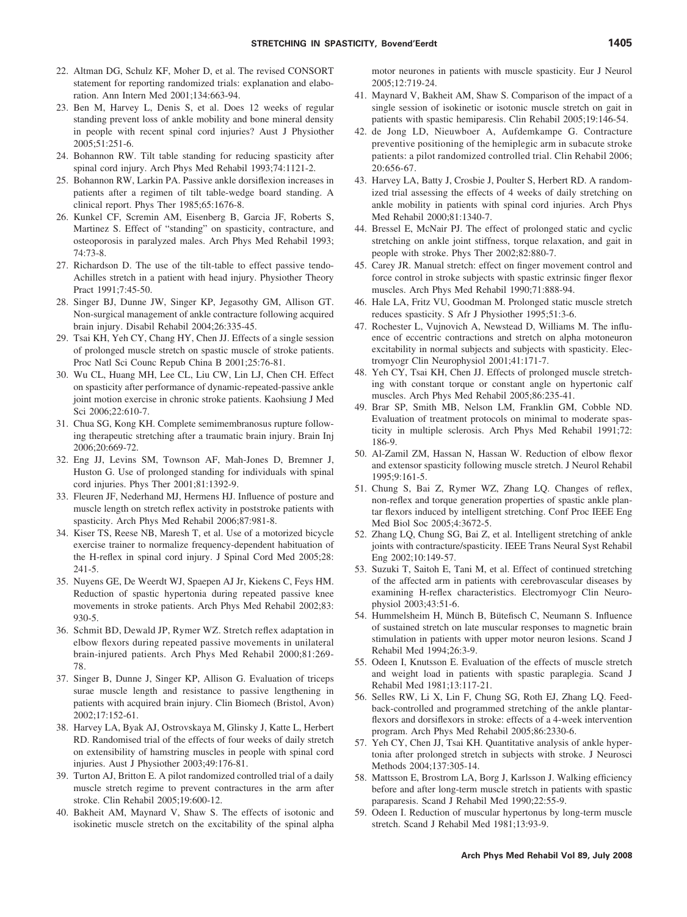22. Altman DG, Schulz KF, Moher D, et al. The revised CONSORT statement for reporting randomized trials: explanation and elaboration. Ann Intern Med 2001;134:663-94.
23. Ben M, Harvey L, Denis S, et al. Does 12 weeks of regular standing prevent loss of ankle mobility and bone mineral density in people with recent spinal cord injuries? Aust J Physiother 2005;51:251-6.
24. Bohannon RW. Tilt table standing for reducing spasticity after spinal cord injury. Arch Phys Med Rehabil 1993;74:1121-2.
25. Bohannon RW, Larkin PA. Passive ankle dorsiflexion increases in patients after a regimen of tilt table-wedge board standing. A clinical report. Phys Ther 1985;65:1676-8.
26. Kunkel CF, Scremin AM, Eisenberg B, Garcia JF, Roberts S, Martinez S. Effect of "standing" on spasticity, contracture, and osteoporosis in paralyzed males. Arch Phys Med Rehabil 1993; 74:73-8.
27. Richardson D. The use of the tilt-table to effect passive tendo-Achilles stretch in a patient with head injury. Physiother Theory Pract 1991;7:45-50.
28. Singer BJ, Dunne JW, Singer KP, Jegasothy GM, Allison GT. Non-surgical management of ankle contracture following acquired brain injury. Disabil Rehabil 2004;26:335-45.
29. Tsai KH, Yeh CY, Chang HY, Chen JJ. Effects of a single session of prolonged muscle stretch on spastic muscle of stroke patients. Proc Natl Sci Counc Repub China B 2001;25:76-81.
30. Wu CL, Huang MH, Lee CL, Liu CW, Lin LJ, Chen CH. Effect on spasticity after performance of dynamic-repeated-passive ankle joint motion exercise in chronic stroke patients. Kaohsiung J Med Sci 2006;22:610-7.
31. Chua SG, Kong KH. Complete semimembranosus rupture following therapeutic stretching after a traumatic brain injury. Brain Inj 2006;20:669-72.
32. Eng JJ, Levins SM, Townson AF, Mah-Jones D, Bremner J, Huston G. Use of prolonged standing for individuals with spinal cord injuries. Phys Ther 2001;81:1392-9.
33. Fleuren JF, Nederhand MJ, Hermens HJ. Influence of posture and muscle length on stretch reflex activity in poststroke patients with spasticity. Arch Phys Med Rehabil 2006;87:981-8.
34. Kiser TS, Reese NB, Maresh T, et al. Use of a motorized bicycle exercise trainer to normalize frequency-dependent habituation of the H-reflex in spinal cord injury. J Spinal Cord Med 2005;28: 241-5.
35. Nuyens GE, De Weerdt WJ, Spaepen AJ Jr, Kiekens C, Feys HM. Reduction of spastic hypertonia during repeated passive knee movements in stroke patients. Arch Phys Med Rehabil 2002;83: 930-5.
36. Schmit BD, Dewald JP, Rymer WZ. Stretch reflex adaptation in elbow flexors during repeated passive movements in unilateral brain-injured patients. Arch Phys Med Rehabil 2000;81:269-78.
37. Singer B, Dunne J, Singer KP, Allison G. Evaluation of triceps surae muscle length and resistance to passive lengthening in patients with acquired brain injury. Clin Biomech (Bristol, Avon) 2002;17:152-61.
38. Harvey LA, Byak AJ, Ostrovskaya M, Glinsky J, Katte L, Herbert RD. Randomised trial of the effects of four weeks of daily stretch on extensibility of hamstring muscles in people with spinal cord injuries. Aust J Physiother 2003;49:176-81.
39. Turton AJ, Britton E. A pilot randomized controlled trial of a daily muscle stretch regime to prevent contractures in the arm after stroke. Clin Rehabil 2005;19:600-12.
40. Bakheit AM, Maynard V, Shaw S. The effects of isotonic and isokinetic muscle stretch on the excitability of the spinal alpha motor neurones in patients with muscle spasticity. Eur J Neurol 2005;12:719-24.
41. Maynard V, Bakheit AM, Shaw S. Comparison of the impact of a single session of isokinetic or isotonic muscle stretch on gait in patients with spastic hemiparesis. Clin Rehabil 2005;19:146-54.
42. de Jong LD, Nieuwboer A, Aufdemkampe G. Contracture preventive positioning of the hemiplegic arm in subacute stroke patients: a pilot randomized controlled trial. Clin Rehabil 2006; 20:656-67.
43. Harvey LA, Batty J, Crosbie J, Poulter S, Herbert RD. A randomized trial assessing the effects of 4 weeks of daily stretching on ankle mobility in patients with spinal cord injuries. Arch Phys Med Rehabil 2000;81:1340-7.
44. Bressel E, McNair PJ. The effect of prolonged static and cyclic stretching on ankle joint stiffness, torque relaxation, and gait in people with stroke. Phys Ther 2002;82:880-7.
45. Carey JR. Manual stretch: effect on finger movement control and force control in stroke subjects with spastic extrinsic finger flexor muscles. Arch Phys Med Rehabil 1990;71:888-94.
46. Hale LA, Fritz VU, Goodman M. Prolonged static muscle stretch reduces spasticity. S Afr J Physiother 1995;51:3-6.
47. Rochester L, Vujnovich A, Newstead D, Williams M. The influence of eccentric contractions and stretch on alpha motoneuron excitability in normal subjects and subjects with spasticity. Electromyogr Clin Neurophysiol 2001;41:171-7.
48. Yeh CY, Tsai KH, Chen JJ. Effects of prolonged muscle stretching with constant torque or constant angle on hypertonic calf muscles. Arch Phys Med Rehabil 2005;86:235-41.
49. Brar SP, Smith MB, Nelson LM, Franklin GM, Cobble ND. Evaluation of treatment protocols on minimal to moderate spasticity in multiple sclerosis. Arch Phys Med Rehabil 1991;72: 186-9.
50. Al-Zamil ZM, Hassan N, Hassan W. Reduction of elbow flexor and extensor spasticity following muscle stretch. J Neurol Rehabil 1995;9:161-5.
51. Chung S, Bai Z, Rymer WZ, Zhang LQ. Changes of reflex, non-reflex and torque generation properties of spastic ankle plantar flexors induced by intelligent stretching. Conf Proc IEEE Eng Med Biol Soc 2005;4:3672-5.
52. Zhang LQ, Chung SG, Bai Z, et al. Intelligent stretching of ankle joints with contracture/spasticity. IEEE Trans Neural Syst Rehabil Eng 2002;10:149-57.
53. Suzuki T, Saitoh E, Tani M, et al. Effect of continued stretching of the affected arm in patients with cerebrovascular diseases by examining H-reflex characteristics. Electromyogr Clin Neurophysiol 2003;43:51-6.
54. Hummelsheim H, Münch B, Bütefisch C, Neumann S. Influence of sustained stretch on late muscular responses to magnetic brain stimulation in patients with upper motor neuron lesions. Scand J Rehabil Med 1994;26:3-9.
55. Odeen I, Knutsson E. Evaluation of the effects of muscle stretch and weight load in patients with spastic paraplegia. Scand J Rehabil Med 1981;13:117-21.
56. Selles RW, Li X, Lin F, Chung SG, Roth EJ, Zhang LQ. Feedback-controlled and programmed stretching of the ankle plantarflexors and dorsiflexors in stroke: effects of a 4-week intervention program. Arch Phys Med Rehabil 2005;86:2330-6.
57. Yeh CY, Chen JJ, Tsai KH. Quantitative analysis of ankle hypertonia after prolonged stretch in subjects with stroke. J Neurosci Methods 2004;137:305-14.
58. Mattsson E, Brostrom LA, Borg J, Karlsson J. Walking efficiency before and after long-term muscle stretch in patients with spastic paraparesis. Scand J Rehabil Med 1990;22:55-9.
59. Odeen I. Reduction of muscular hypertonus by long-term muscle stretch. Scand J Rehabil Med 1981;13:93-9.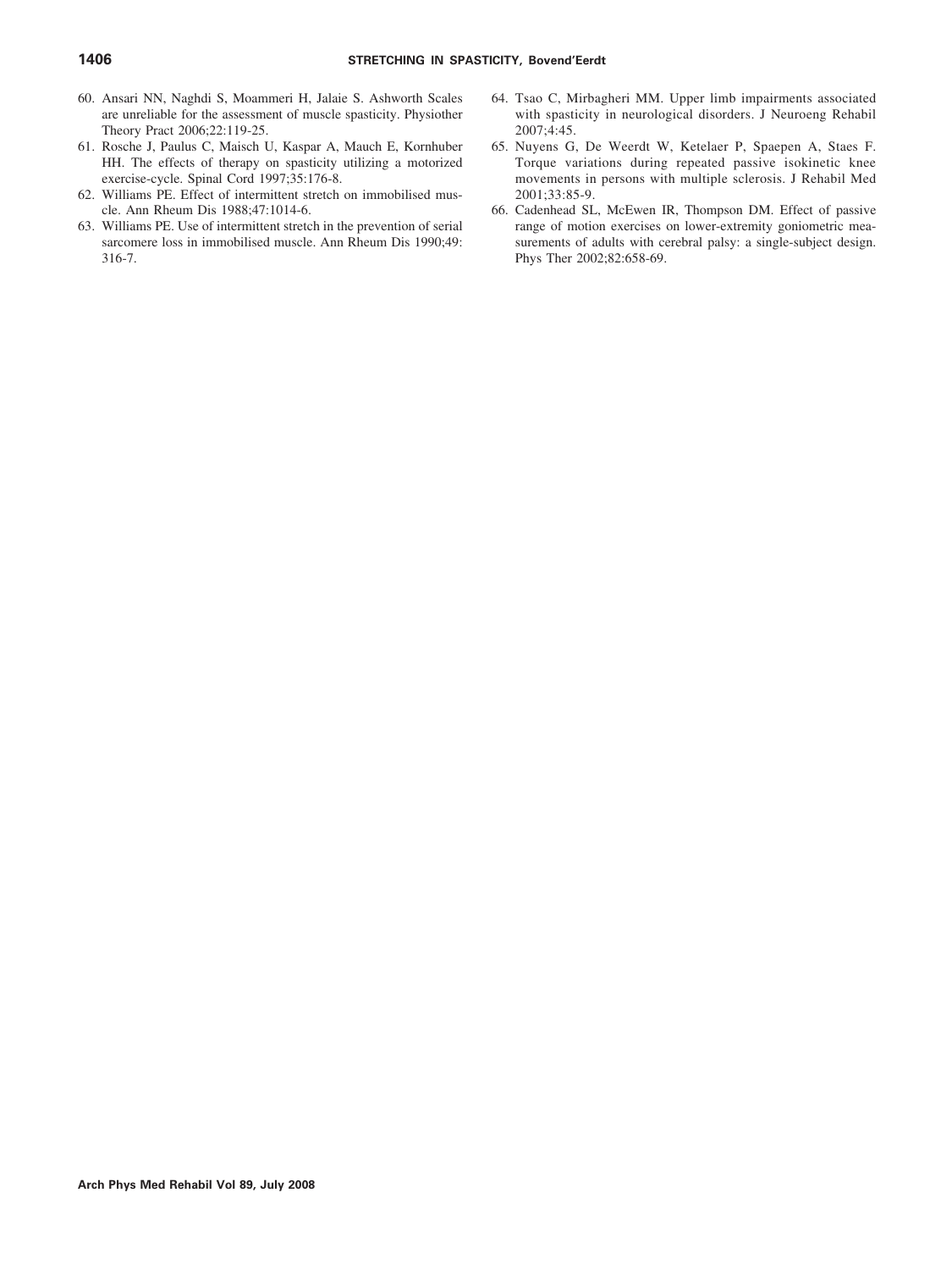60. Ansari NN, Naghdi S, Moammeri H, Jalaie S. Ashworth Scales are unreliable for the assessment of muscle spasticity. Physiother Theory Pract 2006;22:119-25.
61. Rosche J, Paulus C, Maisch U, Kaspar A, Mauch E, Kornhuber HH. The effects of therapy on spasticity utilizing a motorized exercise-cycle. Spinal Cord 1997;35:176-8.
62. Williams PE. Effect of intermittent stretch on immobilised muscle. Ann Rheum Dis 1988;47:1014-6.
63. Williams PE. Use of intermittent stretch in the prevention of serial sarcomere loss in immobilised muscle. Ann Rheum Dis 1990;49: 316-7.
64. Tsao C, Mirbagheri MM. Upper limb impairments associated with spasticity in neurological disorders. J Neuroeng Rehabil 2007;4:45.
65. Nuyens G, De Weerdt W, Ketelaer P, Spaepen A, Staes F. Torque variations during repeated passive isokinetic knee movements in persons with multiple sclerosis. J Rehabil Med 2001;33:85-9.
66. Cadenhead SL, McEwen IR, Thompson DM. Effect of passive range of motion exercises on lower-extremity goniometric measurements of adults with cerebral palsy: a single-subject design. Phys Ther 2002;82:658-69.